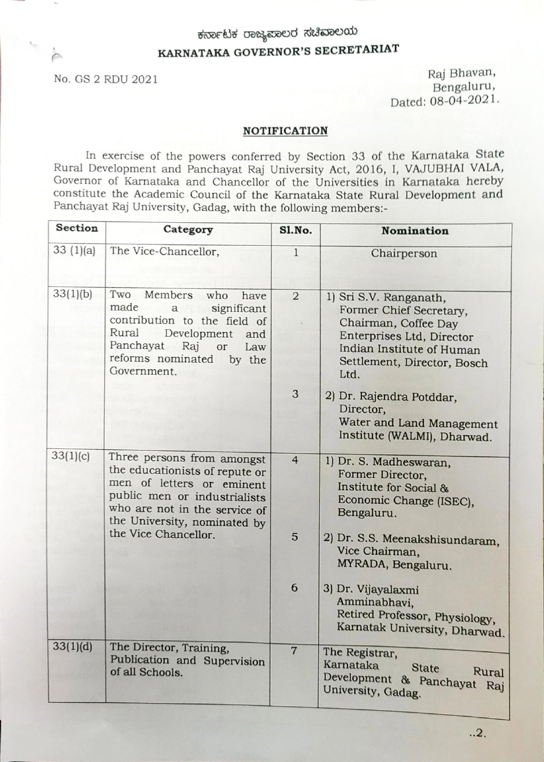ಕರ್ನಾಟಕ ರಾಜ್ಯಪಾಲರ ಸಚಿವಾಲಯ

## KARNATAKA GOVERNOR'S SECRETARIAT

No. GS 2 RDU 2021

Raj Bhavan,
Bengaluru,
Dated: 08-04-2021.

### NOTIFICATION

In exercise of the powers conferred by Section 33 of the Karnataka State Rural Development and Panchayat Raj University Act, 2016, I, VAJUBHAI VALA, Governor of Karnataka and Chancellor of the Universities in Karnataka hereby constitute the Academic Council of the Karnataka State Rural Development and Panchayat Raj University, Gadag, with the following members:-

| Section | Category | Sl.No. | Nomination |
|---|---|---|---|
| 33 (1)(a) | The Vice-Chancellor, | 1 | Chairperson |
| 33(1)(b) | Two Members who have made a significant contribution to the field of Rural Development and Panchayat Raj or Law reforms nominated by the Government. | 2 | 1) Sri S.V. Ranganath, Former Chief Secretary, Chairman, Coffee Day Enterprises Ltd, Director Indian Institute of Human Settlement, Director, Bosch Ltd. |
| | | 3 | 2) Dr. Rajendra Potddar, Director, Water and Land Management Institute (WALMI), Dharwad. |
| 33(1)(c) | Three persons from amongst the educationists of repute or men of letters or eminent public men or industrialists who are not in the service of the University, nominated by the Vice Chancellor. | 4 | 1) Dr. S. Madheswaran, Former Director, Institute for Social & Economic Change (ISEC), Bengaluru. |
| | | 5 | 2) Dr. S.S. Meenakshisundaram, Vice Chairman, MYRADA, Bengaluru. |
| | | 6 | 3) Dr. Vijayalaxmi Amminabhavi, Retired Professor, Physiology, Karnatak University, Dharwad. |
| 33(1)(d) | The Director, Training, Publication and Supervision of all Schools. | 7 | The Registrar, Karnataka State Rural Development & Panchayat Raj University, Gadag. |

..2.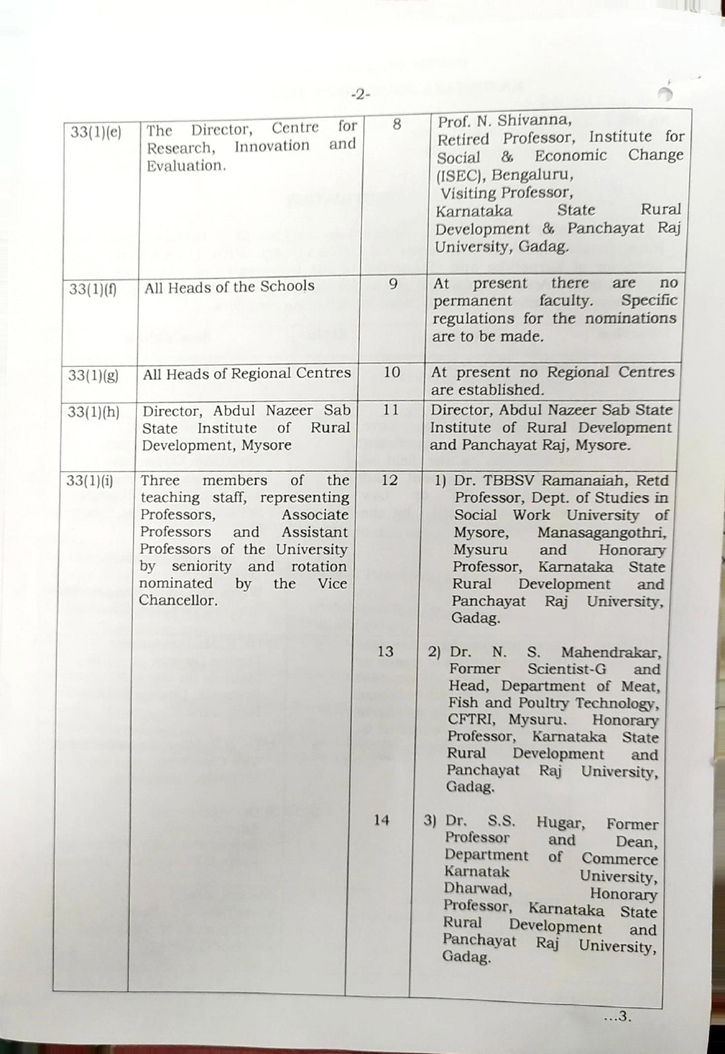| | | | |
|---|---|---|---|
| 33(1)(e) | The Director, Centre for Research, Innovation and Evaluation. | 8 | Prof. N. Shivanna, Retired Professor, Institute for Social & Economic Change (ISEC), Bengaluru, Visiting Professor, Karnataka State Rural Development & Panchayat Raj University, Gadag. |
| 33(1)(f) | All Heads of the Schools | 9 | At present there are no permanent faculty. Specific regulations for the nominations are to be made. |
| 33(1)(g) | All Heads of Regional Centres | 10 | At present no Regional Centres are established. |
| 33(1)(h) | Director, Abdul Nazeer Sab State Institute of Rural Development, Mysore | 11 | Director, Abdul Nazeer Sab State Institute of Rural Development and Panchayat Raj, Mysore. |
| 33(1)(i) | Three members of the teaching staff, representing Professors, Associate Professors and Assistant Professors of the University by seniority and rotation nominated by the Vice Chancellor. | 12 | 1) Dr. TBBSV Ramanaiah, Retd Professor, Dept. of Studies in Social Work University of Mysore, Manasagangothri, Mysuru and Honorary Professor, Karnataka State Rural Development and Panchayat Raj University, Gadag. |
| | | 13 | 2) Dr. N. S. Mahendrakar, Former Scientist-G and Head, Department of Meat, Fish and Poultry Technology, CFTRI, Mysuru. Honorary Professor, Karnataka State Rural Development and Panchayat Raj University, Gadag. |
| | | 14 | 3) Dr. S.S. Hugar, Former Professor and Dean, Department of Commerce Karnatak University, Dharwad, Honorary Professor, Karnataka State Rural Development and Panchayat Raj University, Gadag. |

...3.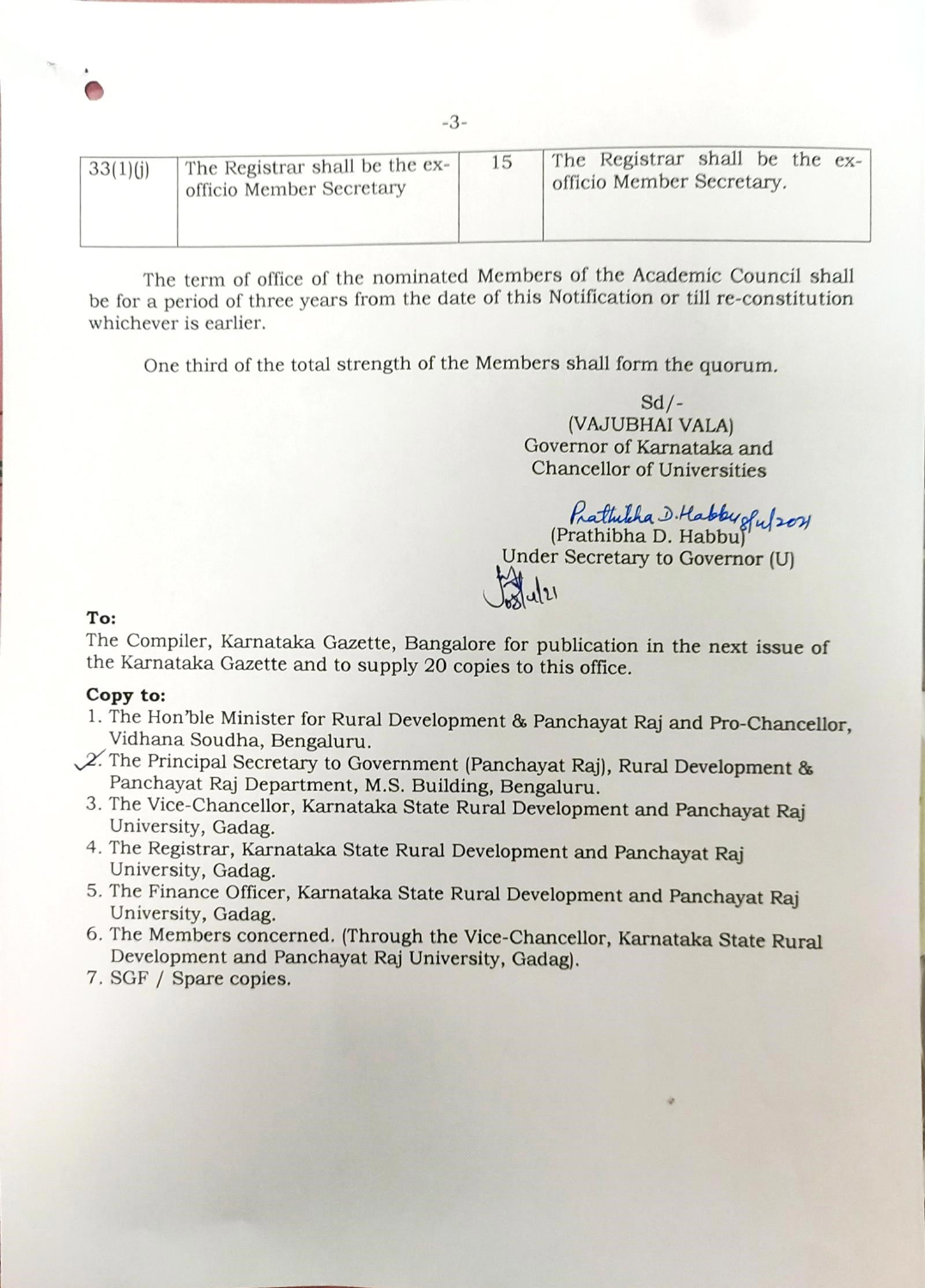| | | | |
|---|---|---|---|
| 33(1)(j) | The Registrar shall be the ex-officio Member Secretary | 15 | The Registrar shall be the ex-officio Member Secretary. |

The term of office of the nominated Members of the Academic Council shall be for a period of three years from the date of this Notification or till re-constitution whichever is earlier.

One third of the total strength of the Members shall form the quorum.

Sd/-
(VAJUBHAI VALA)
Governor of Karnataka and
Chancellor of Universities

Prathibha D. Habbu 8/ul/2021
(Prathibha D. Habbu)
Under Secretary to Governor (U)

**To:**
The Compiler, Karnataka Gazette, Bangalore for publication in the next issue of the Karnataka Gazette and to supply 20 copies to this office.

**Copy to:**

1. The Hon'ble Minister for Rural Development & Panchayat Raj and Pro-Chancellor, Vidhana Soudha, Bengaluru.
2. The Principal Secretary to Government (Panchayat Raj), Rural Development & Panchayat Raj Department, M.S. Building, Bengaluru.
3. The Vice-Chancellor, Karnataka State Rural Development and Panchayat Raj University, Gadag.
4. The Registrar, Karnataka State Rural Development and Panchayat Raj University, Gadag.
5. The Finance Officer, Karnataka State Rural Development and Panchayat Raj University, Gadag.
6. The Members concerned. (Through the Vice-Chancellor, Karnataka State Rural Development and Panchayat Raj University, Gadag).
7. SGF / Spare copies.